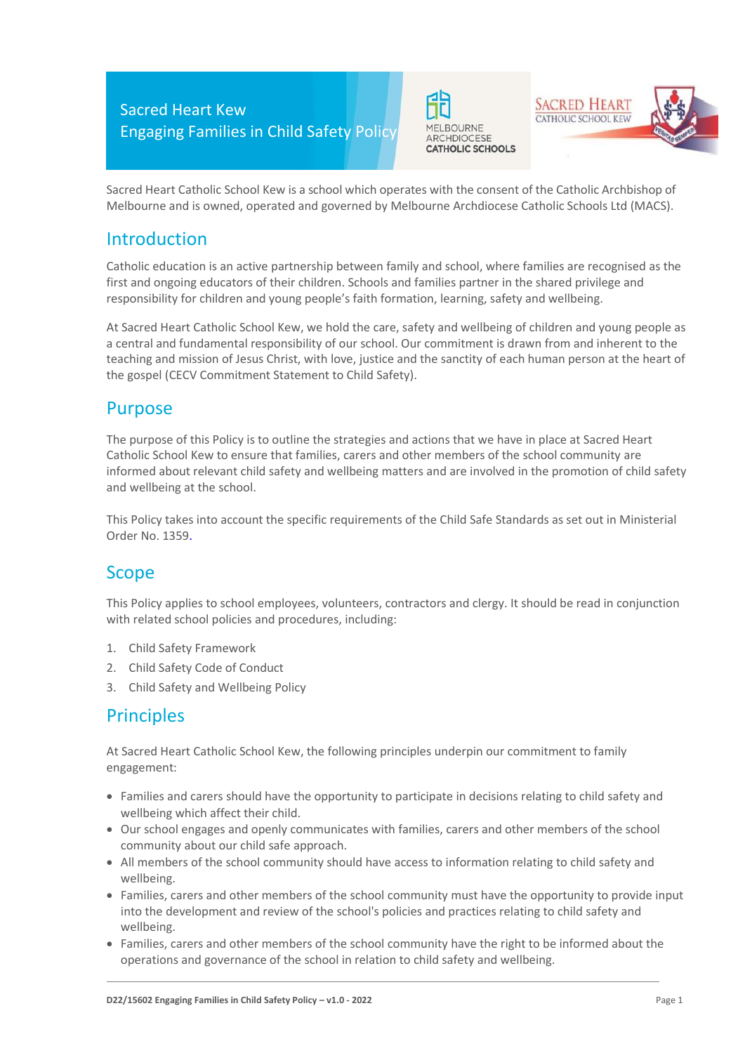# Sacred Heart Kew
# Engaging Families in Child Safety Policy

Sacred Heart Catholic School Kew is a school which operates with the consent of the Catholic Archbishop of Melbourne and is owned, operated and governed by Melbourne Archdiocese Catholic Schools Ltd (MACS).

## Introduction

Catholic education is an active partnership between family and school, where families are recognised as the first and ongoing educators of their children. Schools and families partner in the shared privilege and responsibility for children and young people's faith formation, learning, safety and wellbeing.

At Sacred Heart Catholic School Kew, we hold the care, safety and wellbeing of children and young people as a central and fundamental responsibility of our school. Our commitment is drawn from and inherent to the teaching and mission of Jesus Christ, with love, justice and the sanctity of each human person at the heart of the gospel (CECV Commitment Statement to Child Safety).

## Purpose

The purpose of this Policy is to outline the strategies and actions that we have in place at Sacred Heart Catholic School Kew to ensure that families, carers and other members of the school community are informed about relevant child safety and wellbeing matters and are involved in the promotion of child safety and wellbeing at the school.

This Policy takes into account the specific requirements of the Child Safe Standards as set out in Ministerial Order No. 1359.

## Scope

This Policy applies to school employees, volunteers, contractors and clergy. It should be read in conjunction with related school policies and procedures, including:

1. Child Safety Framework
2. Child Safety Code of Conduct
3. Child Safety and Wellbeing Policy

## Principles

At Sacred Heart Catholic School Kew, the following principles underpin our commitment to family engagement:

- Families and carers should have the opportunity to participate in decisions relating to child safety and wellbeing which affect their child.
- Our school engages and openly communicates with families, carers and other members of the school community about our child safe approach.
- All members of the school community should have access to information relating to child safety and wellbeing.
- Families, carers and other members of the school community must have the opportunity to provide input into the development and review of the school's policies and practices relating to child safety and wellbeing.
- Families, carers and other members of the school community have the right to be informed about the operations and governance of the school in relation to child safety and wellbeing.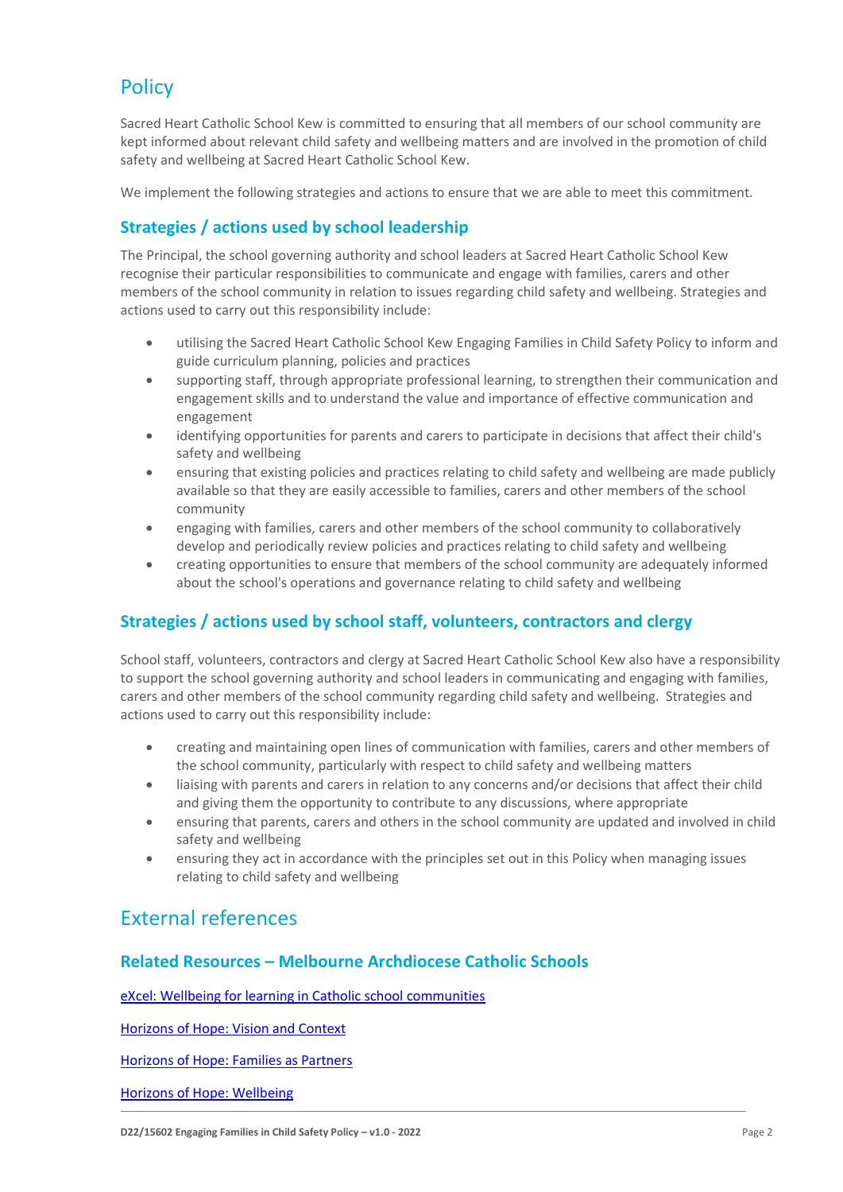# Policy

Sacred Heart Catholic School Kew is committed to ensuring that all members of our school community are kept informed about relevant child safety and wellbeing matters and are involved in the promotion of child safety and wellbeing at Sacred Heart Catholic School Kew.

We implement the following strategies and actions to ensure that we are able to meet this commitment.

## Strategies / actions used by school leadership

The Principal, the school governing authority and school leaders at Sacred Heart Catholic School Kew recognise their particular responsibilities to communicate and engage with families, carers and other members of the school community in relation to issues regarding child safety and wellbeing. Strategies and actions used to carry out this responsibility include:

- utilising the Sacred Heart Catholic School Kew Engaging Families in Child Safety Policy to inform and guide curriculum planning, policies and practices
- supporting staff, through appropriate professional learning, to strengthen their communication and engagement skills and to understand the value and importance of effective communication and engagement
- identifying opportunities for parents and carers to participate in decisions that affect their child's safety and wellbeing
- ensuring that existing policies and practices relating to child safety and wellbeing are made publicly available so that they are easily accessible to families, carers and other members of the school community
- engaging with families, carers and other members of the school community to collaboratively develop and periodically review policies and practices relating to child safety and wellbeing
- creating opportunities to ensure that members of the school community are adequately informed about the school's operations and governance relating to child safety and wellbeing

## Strategies / actions used by school staff, volunteers, contractors and clergy

School staff, volunteers, contractors and clergy at Sacred Heart Catholic School Kew also have a responsibility to support the school governing authority and school leaders in communicating and engaging with families, carers and other members of the school community regarding child safety and wellbeing. Strategies and actions used to carry out this responsibility include:

- creating and maintaining open lines of communication with families, carers and other members of the school community, particularly with respect to child safety and wellbeing matters
- liaising with parents and carers in relation to any concerns and/or decisions that affect their child and giving them the opportunity to contribute to any discussions, where appropriate
- ensuring that parents, carers and others in the school community are updated and involved in child safety and wellbeing
- ensuring they act in accordance with the principles set out in this Policy when managing issues relating to child safety and wellbeing

# External references

## Related Resources – Melbourne Archdiocese Catholic Schools

eXcel: Wellbeing for learning in Catholic school communities

Horizons of Hope: Vision and Context

Horizons of Hope: Families as Partners

Horizons of Hope: Wellbeing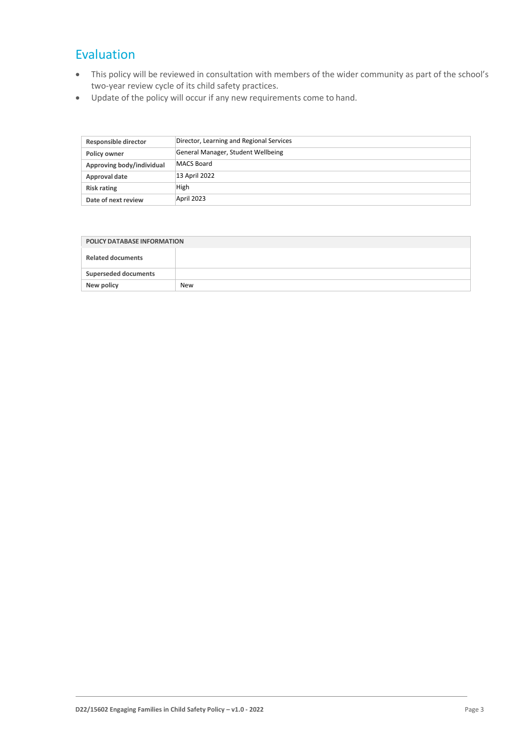## Evaluation

- This policy will be reviewed in consultation with members of the wider community as part of the school's two-year review cycle of its child safety practices.
- Update of the policy will occur if any new requirements come to hand.

| | |
|---|---|
| **Responsible director** | Director, Learning and Regional Services |
| **Policy owner** | General Manager, Student Wellbeing |
| **Approving body/individual** | MACS Board |
| **Approval date** | 13 April 2022 |
| **Risk rating** | High |
| **Date of next review** | April 2023 |

| **POLICY DATABASE INFORMATION** | |
|---|---|
| **Related documents** | |
| **Superseded documents** | |
| **New policy** | New |